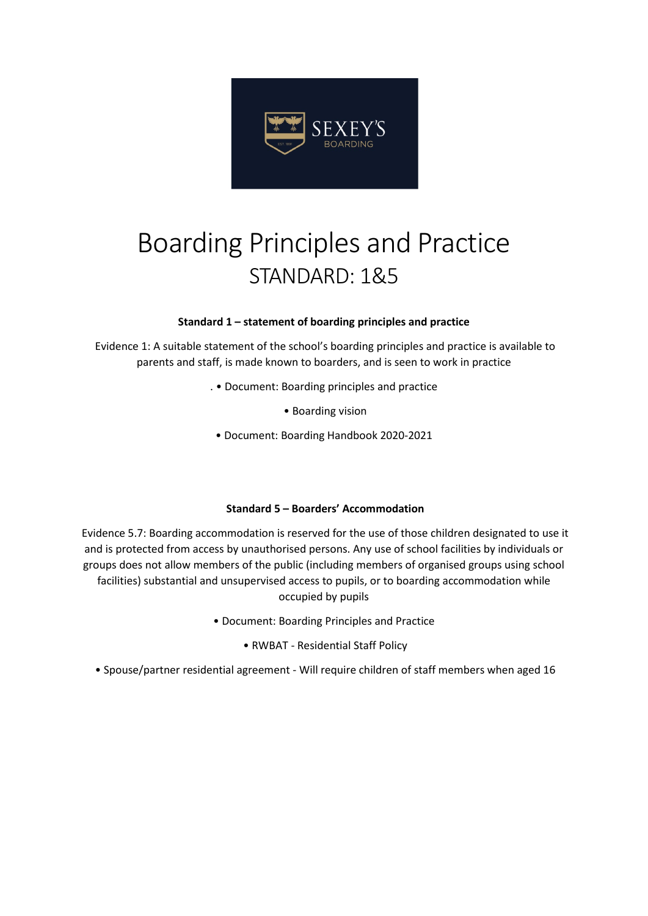SEXEY'S

BOARDING

# Boarding Principles and Practice

## STANDARD: 1&5

**Standard 1 – statement of boarding principles and practice**

Evidence 1: A suitable statement of the school's boarding principles and practice is available to parents and staff, is made known to boarders, and is seen to work in practice

. • Document: Boarding principles and practice

• Boarding vision

• Document: Boarding Handbook 2020-2021

**Standard 5 – Boarders' Accommodation**

Evidence 5.7: Boarding accommodation is reserved for the use of those children designated to use it and is protected from access by unauthorised persons. Any use of school facilities by individuals or groups does not allow members of the public (including members of organised groups using school facilities) substantial and unsupervised access to pupils, or to boarding accommodation while occupied by pupils

• Document: Boarding Principles and Practice

• RWBAT - Residential Staff Policy

• Spouse/partner residential agreement - Will require children of staff members when aged 16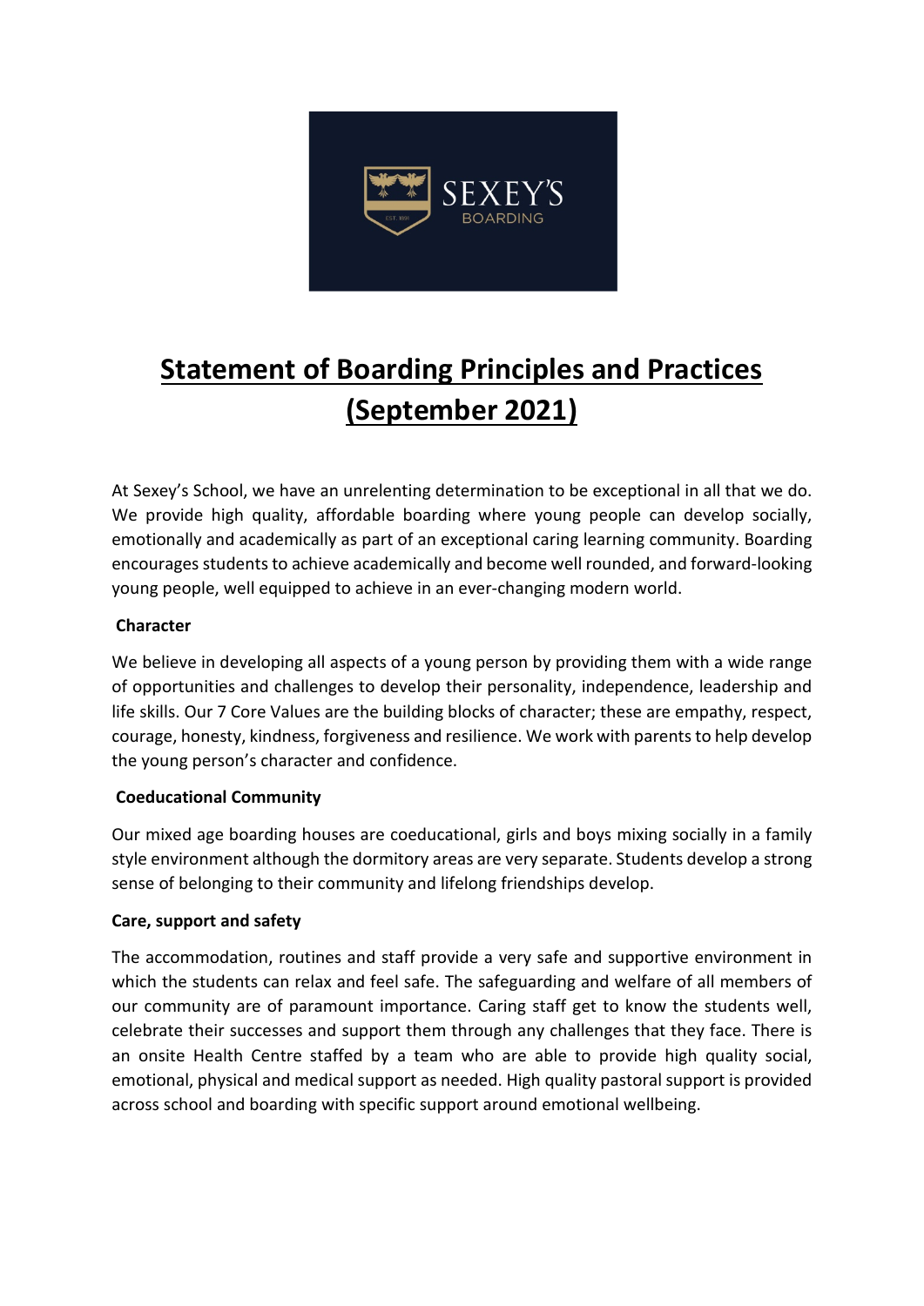# Statement of Boarding Principles and Practices (September 2021)

At Sexey's School, we have an unrelenting determination to be exceptional in all that we do. We provide high quality, affordable boarding where young people can develop socially, emotionally and academically as part of an exceptional caring learning community. Boarding encourages students to achieve academically and become well rounded, and forward-looking young people, well equipped to achieve in an ever-changing modern world.

**Character**

We believe in developing all aspects of a young person by providing them with a wide range of opportunities and challenges to develop their personality, independence, leadership and life skills. Our 7 Core Values are the building blocks of character; these are empathy, respect, courage, honesty, kindness, forgiveness and resilience. We work with parents to help develop the young person's character and confidence.

**Coeducational Community**

Our mixed age boarding houses are coeducational, girls and boys mixing socially in a family style environment although the dormitory areas are very separate. Students develop a strong sense of belonging to their community and lifelong friendships develop.

**Care, support and safety**

The accommodation, routines and staff provide a very safe and supportive environment in which the students can relax and feel safe. The safeguarding and welfare of all members of our community are of paramount importance. Caring staff get to know the students well, celebrate their successes and support them through any challenges that they face. There is an onsite Health Centre staffed by a team who are able to provide high quality social, emotional, physical and medical support as needed. High quality pastoral support is provided across school and boarding with specific support around emotional wellbeing.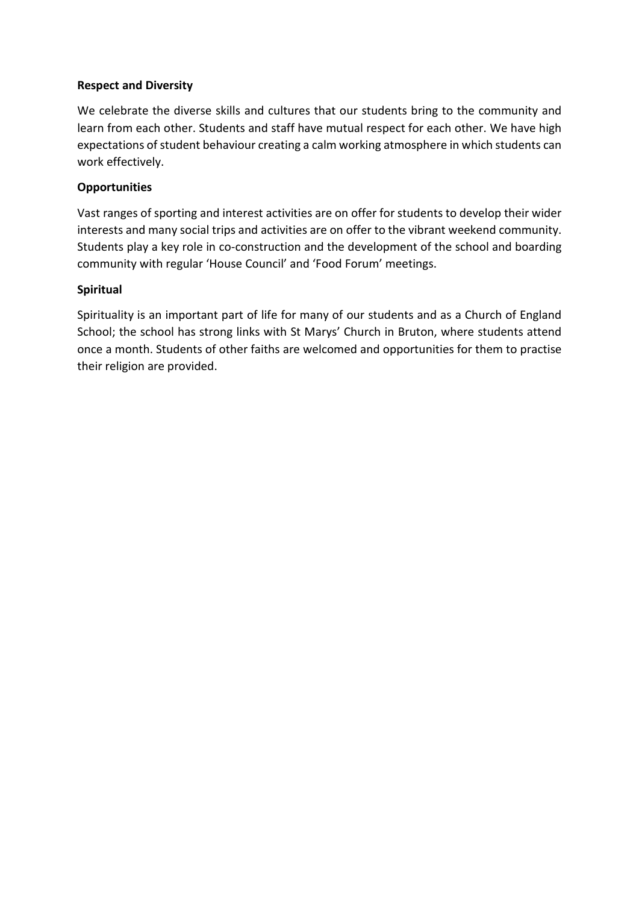**Respect and Diversity**

We celebrate the diverse skills and cultures that our students bring to the community and learn from each other. Students and staff have mutual respect for each other. We have high expectations of student behaviour creating a calm working atmosphere in which students can work effectively.

**Opportunities**

Vast ranges of sporting and interest activities are on offer for students to develop their wider interests and many social trips and activities are on offer to the vibrant weekend community. Students play a key role in co-construction and the development of the school and boarding community with regular 'House Council' and 'Food Forum' meetings.

**Spiritual**

Spirituality is an important part of life for many of our students and as a Church of England School; the school has strong links with St Marys' Church in Bruton, where students attend once a month. Students of other faiths are welcomed and opportunities for them to practise their religion are provided.